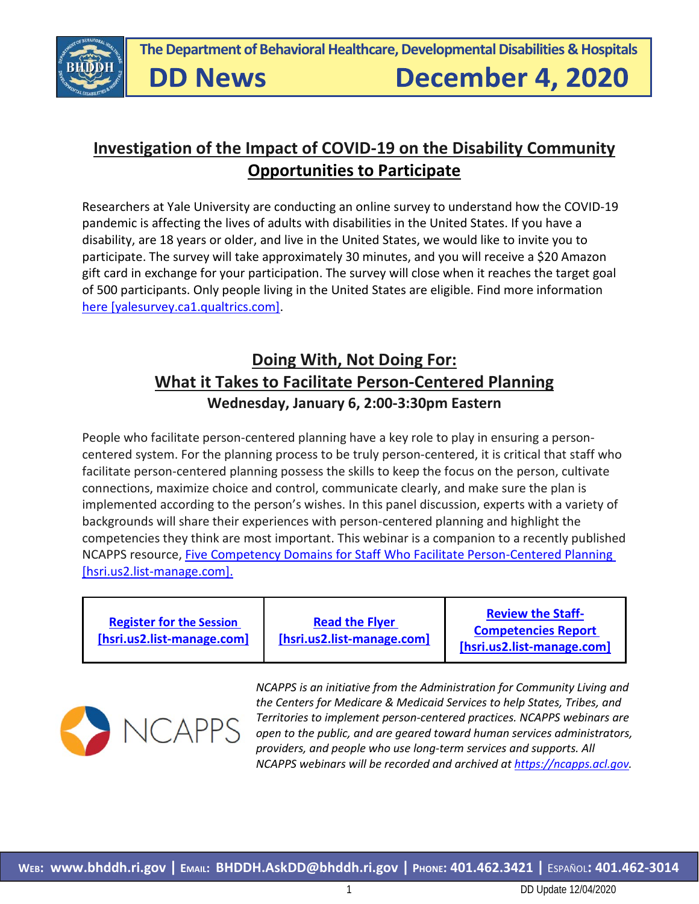The Department of Behavioral Healthcare, Developmental Disabilities & Hospitals

# DD News December 4, 2020

## Investigation of the Impact of COVID-19 on the Disability Community Opportunities to Participate

Researchers at Yale University are conducting an online survey to understand how the COVID-19 pandemic is affecting the lives of adults with disabilities in the United States. If you have a disability, are 18 years or older, and live in the United States, we would like to invite you to participate. The survey will take approximately 30 minutes, and you will receive a $20 Amazon gift card in exchange for your participation. The survey will close when it reaches the target goal of 500 participants. Only people living in the United States are eligible. Find more information here [yalesurvey.ca1.qualtrics.com].

## Doing With, Not Doing For: What it Takes to Facilitate Person-Centered Planning

**Wednesday, January 6, 2:00-3:30pm Eastern**

People who facilitate person-centered planning have a key role to play in ensuring a person-centered system. For the planning process to be truly person-centered, it is critical that staff who facilitate person-centered planning possess the skills to keep the focus on the person, cultivate connections, maximize choice and control, communicate clearly, and make sure the plan is implemented according to the person's wishes. In this panel discussion, experts with a variety of backgrounds will share their experiences with person-centered planning and highlight the competencies they think are most important. This webinar is a companion to a recently published NCAPPS resource, Five Competency Domains for Staff Who Facilitate Person-Centered Planning [hsri.us2.list-manage.com].

| Register for the Session [hsri.us2.list-manage.com] | Read the Flyer [hsri.us2.list-manage.com] | Review the Staff-Competencies Report [hsri.us2.list-manage.com] |
|---|---|---|

NCAPPS

*NCAPPS is an initiative from the Administration for Community Living and the Centers for Medicare & Medicaid Services to help States, Tribes, and Territories to implement person-centered practices. NCAPPS webinars are open to the public, and are geared toward human services administrators, providers, and people who use long-term services and supports. All NCAPPS webinars will be recorded and archived at https://ncapps.acl.gov.*

**Web:** www.bhddh.ri.gov | **Email:** BHDDH.AskDD@bhddh.ri.gov | **Phone:** 401.462.3421 | **Español:** 401.462-3014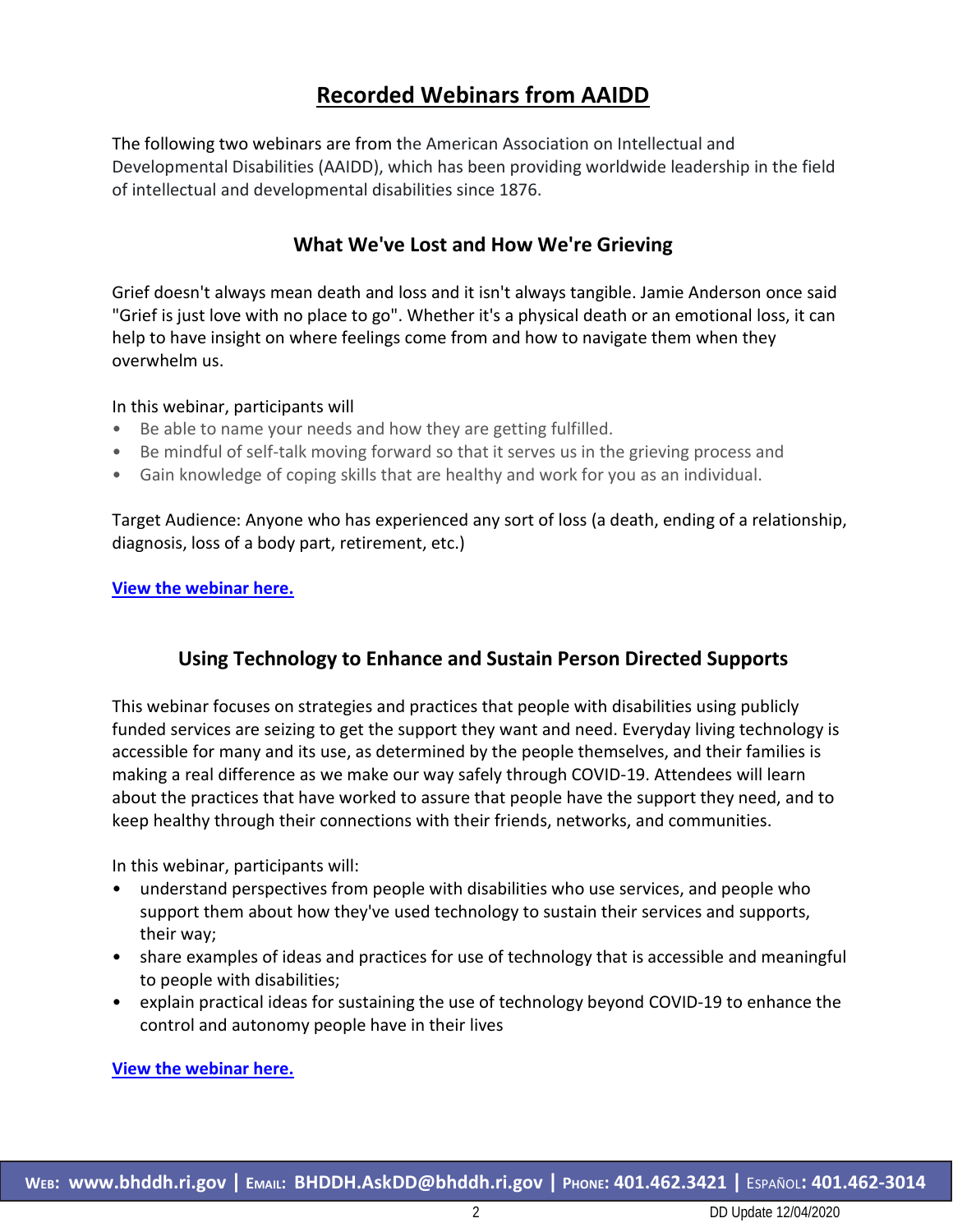# Recorded Webinars from AAIDD

The following two webinars are from the American Association on Intellectual and Developmental Disabilities (AAIDD), which has been providing worldwide leadership in the field of intellectual and developmental disabilities since 1876.

## What We've Lost and How We're Grieving

Grief doesn't always mean death and loss and it isn't always tangible. Jamie Anderson once said "Grief is just love with no place to go". Whether it's a physical death or an emotional loss, it can help to have insight on where feelings come from and how to navigate them when they overwhelm us.

In this webinar, participants will

- Be able to name your needs and how they are getting fulfilled.
- Be mindful of self-talk moving forward so that it serves us in the grieving process and
- Gain knowledge of coping skills that are healthy and work for you as an individual.

Target Audience: Anyone who has experienced any sort of loss (a death, ending of a relationship, diagnosis, loss of a body part, retirement, etc.)

**View the webinar here.**

## Using Technology to Enhance and Sustain Person Directed Supports

This webinar focuses on strategies and practices that people with disabilities using publicly funded services are seizing to get the support they want and need. Everyday living technology is accessible for many and its use, as determined by the people themselves, and their families is making a real difference as we make our way safely through COVID-19. Attendees will learn about the practices that have worked to assure that people have the support they need, and to keep healthy through their connections with their friends, networks, and communities.

In this webinar, participants will:

- understand perspectives from people with disabilities who use services, and people who support them about how they've used technology to sustain their services and supports, their way;
- share examples of ideas and practices for use of technology that is accessible and meaningful to people with disabilities;
- explain practical ideas for sustaining the use of technology beyond COVID-19 to enhance the control and autonomy people have in their lives

**View the webinar here.**

**WEB: www.bhddh.ri.gov | EMAIL: BHDDH.AskDD@bhddh.ri.gov | PHONE: 401.462.3421 | ESPAÑOL: 401-462-3014**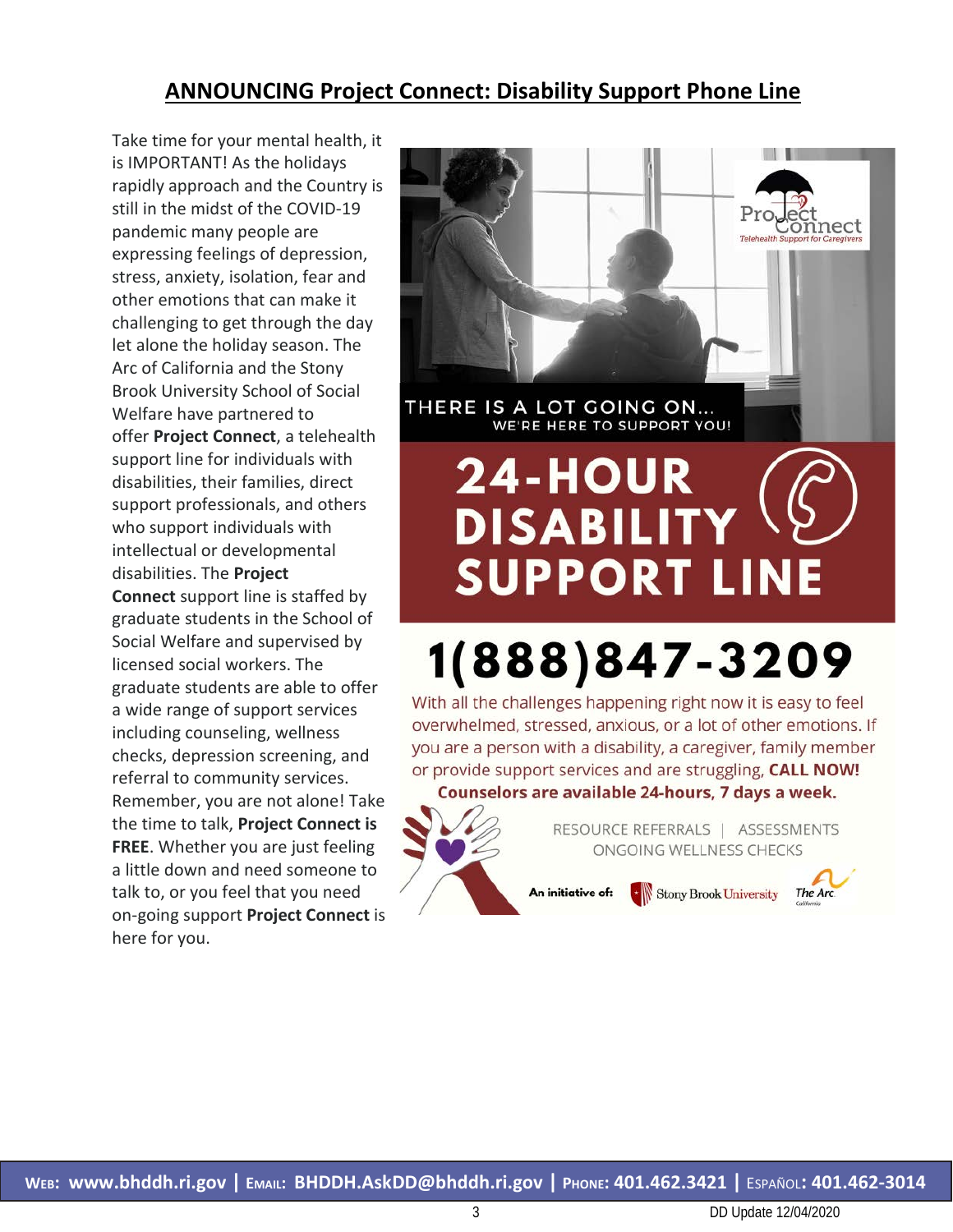## ANNOUNCING Project Connect: Disability Support Phone Line

Take time for your mental health, it is IMPORTANT! As the holidays rapidly approach and the Country is still in the midst of the COVID-19 pandemic many people are expressing feelings of depression, stress, anxiety, isolation, fear and other emotions that can make it challenging to get through the day let alone the holiday season. The Arc of California and the Stony Brook University School of Social Welfare have partnered to offer **Project Connect**, a telehealth support line for individuals with disabilities, their families, direct support professionals, and others who support individuals with intellectual or developmental disabilities. The **Project Connect** support line is staffed by graduate students in the School of Social Welfare and supervised by licensed social workers. The graduate students are able to offer a wide range of support services including counseling, wellness checks, depression screening, and referral to community services. Remember, you are not alone! Take the time to talk, **Project Connect is FREE**. Whether you are just feeling a little down and need someone to talk to, or you feel that you need on-going support **Project Connect** is here for you.

Project Connect
*Telehealth Support for Caregivers*

THERE IS A LOT GOING ON...
WE'RE HERE TO SUPPORT YOU!

# 24-HOUR DISABILITY SUPPORT LINE

# 1(888)847-3209

With all the challenges happening right now it is easy to feel overwhelmed, stressed, anxious, or a lot of other emotions. If you are a person with a disability, a caregiver, family member or provide support services and are struggling, **CALL NOW!**

**Counselors are available 24-hours, 7 days a week.**

RESOURCE REFERRALS | ASSESSMENTS
ONGOING WELLNESS CHECKS

An initiative of: Stony Brook University | The Arc California

**Web: www.bhddh.ri.gov | Email: BHDDH.AskDD@bhddh.ri.gov | Phone: 401.462.3421 | Español: 401.462-3014**

DD Update 12/04/2020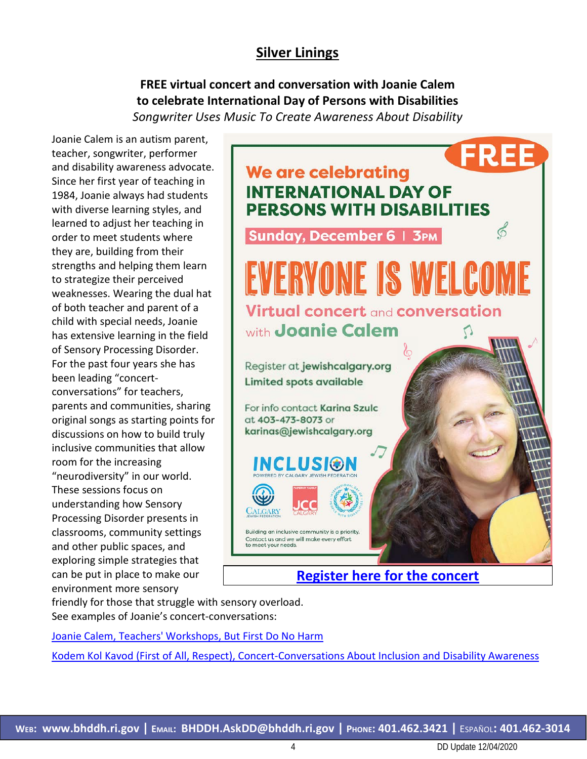## Silver Linings

**FREE virtual concert and conversation with Joanie Calem to celebrate International Day of Persons with Disabilities**

*Songwriter Uses Music To Create Awareness About Disability*

Joanie Calem is an autism parent, teacher, songwriter, performer and disability awareness advocate. Since her first year of teaching in 1984, Joanie always had students with diverse learning styles, and learned to adjust her teaching in order to meet students where they are, building from their strengths and helping them learn to strategize their perceived weaknesses. Wearing the dual hat of both teacher and parent of a child with special needs, Joanie has extensive learning in the field of Sensory Processing Disorder. For the past four years she has been leading "concert-conversations" for teachers, parents and communities, sharing original songs as starting points for discussions on how to build truly inclusive communities that allow room for the increasing "neurodiversity" in our world. These sessions focus on understanding how Sensory Processing Disorder presents in classrooms, community settings and other public spaces, and exploring simple strategies that can be put in place to make our environment more sensory friendly for those that struggle with sensory overload.

FREE

We are celebrating
INTERNATIONAL DAY OF PERSONS WITH DISABILITIES

Sunday, December 6 | 3PM

EVERYONE IS WELCOME

Virtual concert and conversation with Joanie Calem

Register at jewishcalgary.org
Limited spots available

For info contact Karina Szulc at 403-473-8073 or karinas@jewishcalgary.org

INCLUSION
POWERED BY CALGARY JEWISH FEDERATION

Calgary Jewish Federation | JCC Calgary

Building an inclusive community is a priority. Contact us and we will make every effort to meet your needs.

[Register here for the concert]

See examples of Joanie's concert-conversations:

[Joanie Calem, Teachers' Workshops, But First Do No Harm]

[Kodem Kol Kavod (First of All, Respect), Concert-Conversations About Inclusion and Disability Awareness]

**Web:** www.bhddh.ri.gov | **Email:** BHDDH.AskDD@bhddh.ri.gov | **Phone:** 401.462.3421 | **Español:** 401.462-3014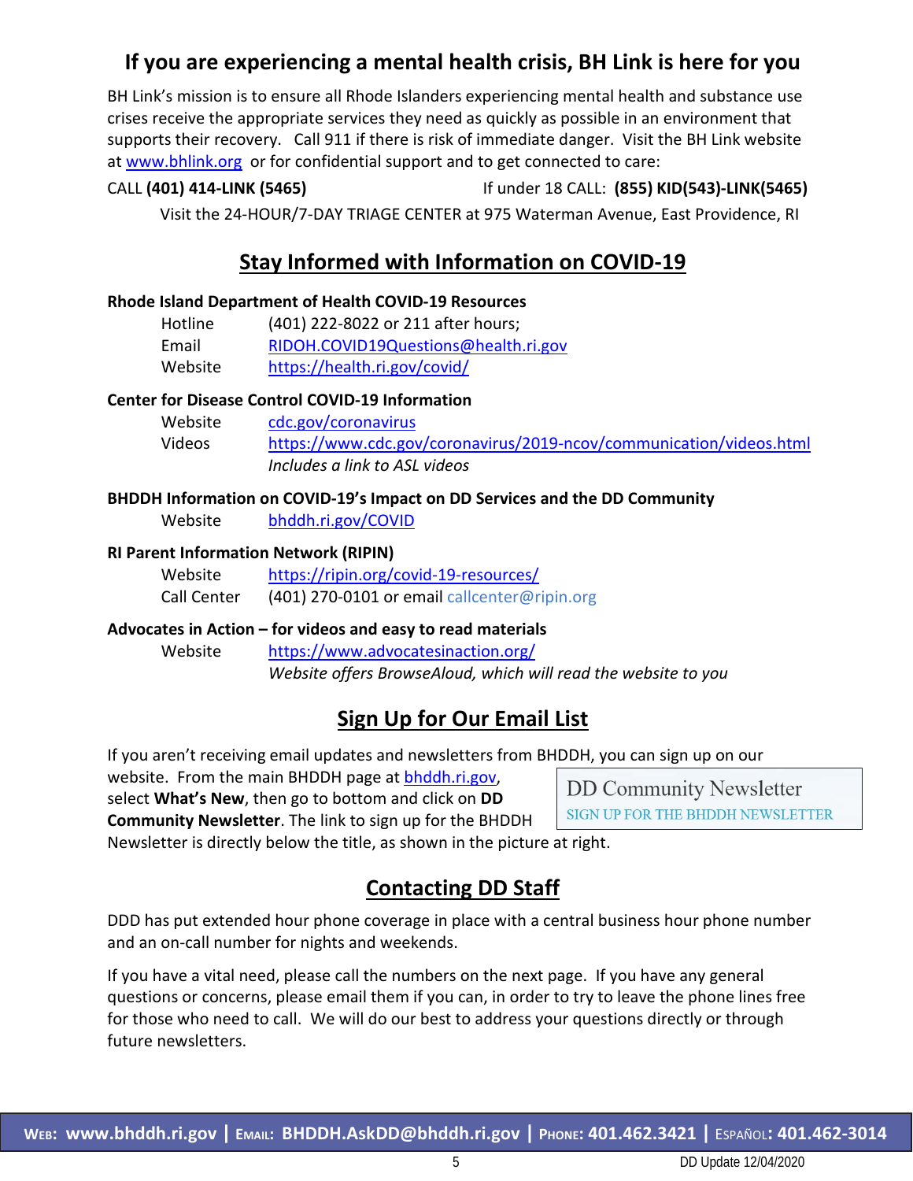## If you are experiencing a mental health crisis, BH Link is here for you

BH Link's mission is to ensure all Rhode Islanders experiencing mental health and substance use crises receive the appropriate services they need as quickly as possible in an environment that supports their recovery. Call 911 if there is risk of immediate danger. Visit the BH Link website at www.bhlink.org or for confidential support and to get connected to care:

CALL **(401) 414-LINK (5465)** If under 18 CALL: **(855) KID(543)-LINK(5465)**

Visit the 24-HOUR/7-DAY TRIAGE CENTER at 975 Waterman Avenue, East Providence, RI

## Stay Informed with Information on COVID-19

**Rhode Island Department of Health COVID-19 Resources**

Hotline (401) 222-8022 or 211 after hours;
Email RIDOH.COVID19Questions@health.ri.gov
Website https://health.ri.gov/covid/

**Center for Disease Control COVID-19 Information**

Website cdc.gov/coronavirus
Videos https://www.cdc.gov/coronavirus/2019-ncov/communication/videos.html
*Includes a link to ASL videos*

**BHDDH Information on COVID-19's Impact on DD Services and the DD Community**

Website bhddh.ri.gov/COVID

**RI Parent Information Network (RIPIN)**

Website https://ripin.org/covid-19-resources/
Call Center (401) 270-0101 or email callcenter@ripin.org

**Advocates in Action – for videos and easy to read materials**

Website https://www.advocatesinaction.org/
*Website offers BrowseAloud, which will read the website to you*

## Sign Up for Our Email List

If you aren't receiving email updates and newsletters from BHDDH, you can sign up on our website. From the main BHDDH page at bhddh.ri.gov, select **What's New**, then go to bottom and click on **DD Community Newsletter**. The link to sign up for the BHDDH Newsletter is directly below the title, as shown in the picture at right.

DD Community Newsletter
SIGN UP FOR THE BHDDH NEWSLETTER

## Contacting DD Staff

DDD has put extended hour phone coverage in place with a central business hour phone number and an on-call number for nights and weekends.

If you have a vital need, please call the numbers on the next page. If you have any general questions or concerns, please email them if you can, in order to try to leave the phone lines free for those who need to call. We will do our best to address your questions directly or through future newsletters.

**WEB: www.bhddh.ri.gov | EMAIL: BHDDH.AskDD@bhddh.ri.gov | PHONE: 401.462.3421 | ESPAÑOL: 401.462-3014**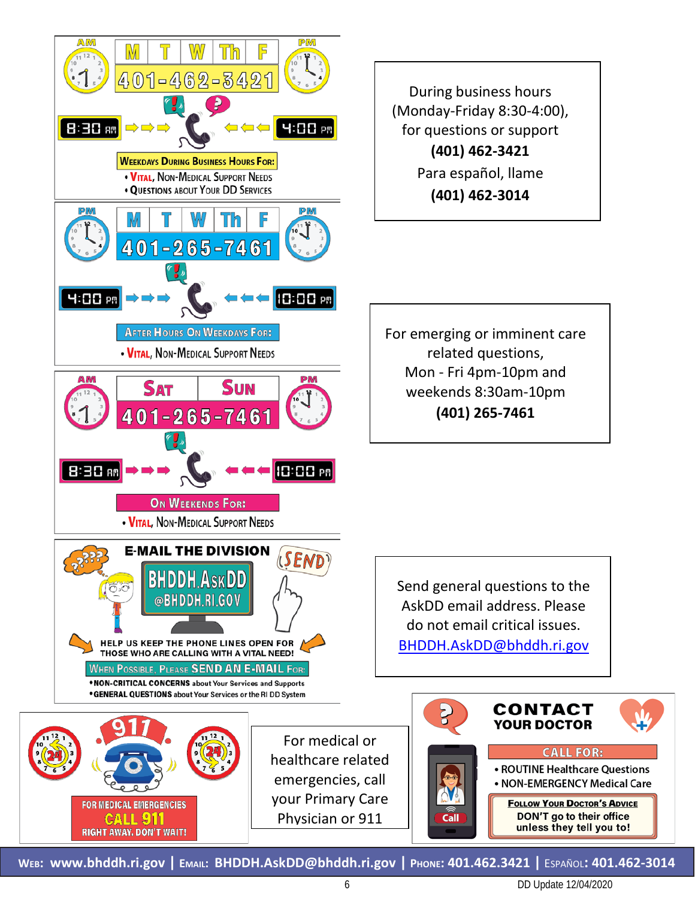AM

M | T | W | Th | F

PM

401-462-3421

8:30 AM → → → ← ← ← 4:00 PM

WEEKDAYS DURING BUSINESS HOURS FOR:

- VITAL, NON-MEDICAL SUPPORT NEEDS
- QUESTIONS ABOUT YOUR DD SERVICES

During business hours (Monday-Friday 8:30-4:00), for questions or support

**(401) 462-3421**

Para español, llame

**(401) 462-3014**

PM

M | T | W | Th | F

PM

401-265-7461

4:00 PM → → → ← ← ← 10:00 PM

AFTER HOURS ON WEEKDAYS FOR:

- VITAL, NON-MEDICAL SUPPORT NEEDS

For emerging or imminent care related questions, Mon - Fri 4pm-10pm and weekends 8:30am-10pm

**(401) 265-7461**

AM

SAT | SUN

PM

401-265-7461

8:30 AM → → → ← ← ← 10:00 PM

ON WEEKENDS FOR:

- VITAL, NON-MEDICAL SUPPORT NEEDS

E-MAIL THE DIVISION

SEND

BHDDH.ASKDD @BHDDH.RI.GOV

HELP US KEEP THE PHONE LINES OPEN FOR THOSE WHO ARE CALLING WITH A VITAL NEED!

WHEN POSSIBLE, PLEASE SEND AN E-MAIL FOR:

- **NON-CRITICAL CONCERNS** about Your Services and Supports
- **GENERAL QUESTIONS** about Your Services or the RI DD System

Send general questions to the AskDD email address. Please do not email critical issues.

[BHDDH.AskDD@bhddh.ri.gov](mailto:BHDDH.AskDD@bhddh.ri.gov)

911

FOR MEDICAL EMERGENCIES

CALL 911

RIGHT AWAY. DON'T WAIT!

For medical or healthcare related emergencies, call your Primary Care Physician or 911

CONTACT YOUR DOCTOR

CALL FOR:

- ROUTINE Healthcare Questions
- NON-EMERGENCY Medical Care

FOLLOW YOUR DOCTOR'S ADVICE

DON'T go to their office unless they tell you to!

Call

**WEB: www.bhddh.ri.gov | EMAIL: BHDDH.AskDD@bhddh.ri.gov | PHONE: 401.462.3421 | ESPAÑOL: 401.462-3014**

DD Update 12/04/2020